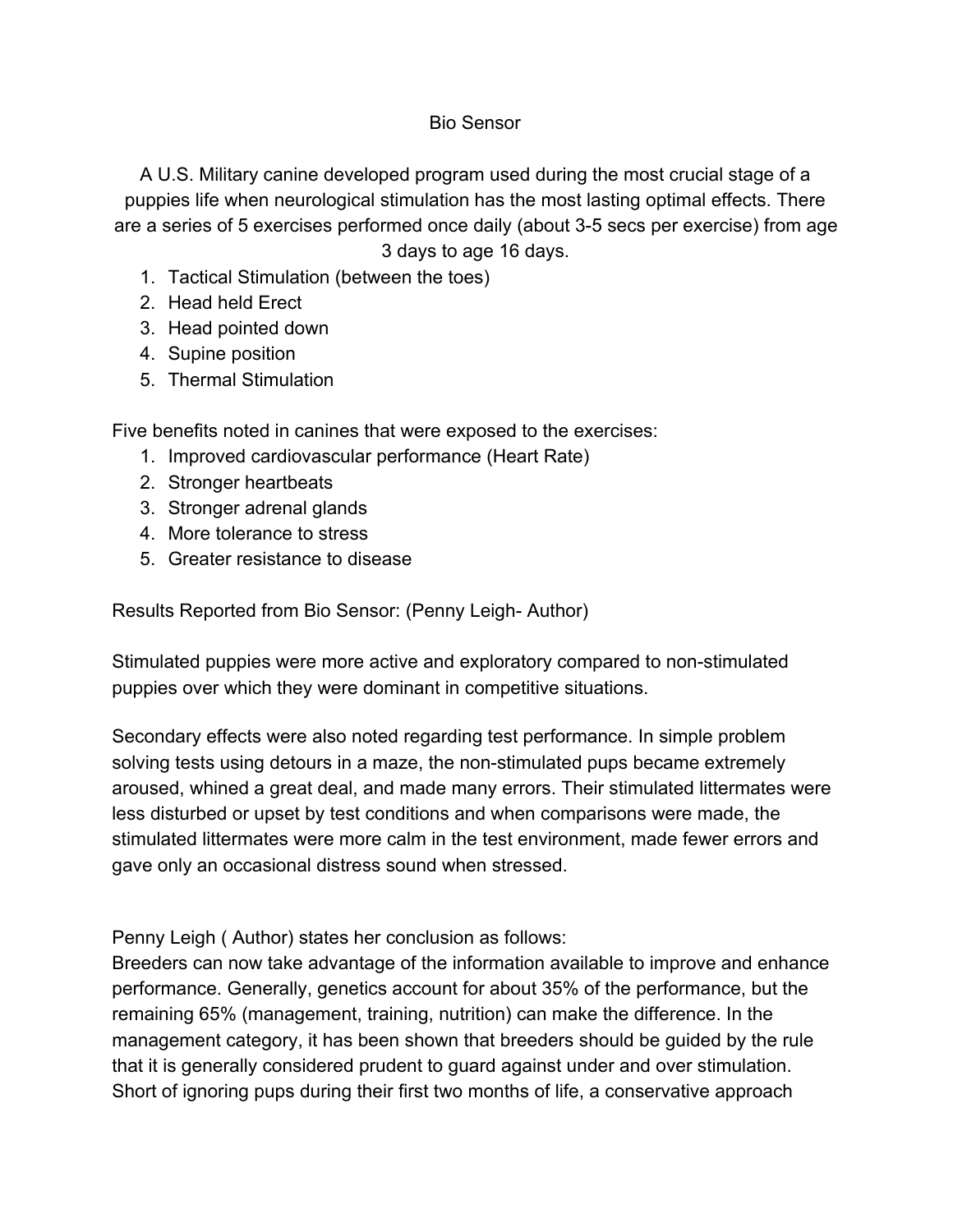# Bio Sensor

A U.S. Military canine developed program used during the most crucial stage of a puppies life when neurological stimulation has the most lasting optimal effects. There are a series of 5 exercises performed once daily (about 3-5 secs per exercise) from age 3 days to age 16 days.

1. Tactical Stimulation (between the toes)
2. Head held Erect
3. Head pointed down
4. Supine position
5. Thermal Stimulation

Five benefits noted in canines that were exposed to the exercises:

1. Improved cardiovascular performance (Heart Rate)
2. Stronger heartbeats
3. Stronger adrenal glands
4. More tolerance to stress
5. Greater resistance to disease

Results Reported from Bio Sensor: (Penny Leigh- Author)

Stimulated puppies were more active and exploratory compared to non-stimulated puppies over which they were dominant in competitive situations.

Secondary effects were also noted regarding test performance. In simple problem solving tests using detours in a maze, the non-stimulated pups became extremely aroused, whined a great deal, and made many errors. Their stimulated littermates were less disturbed or upset by test conditions and when comparisons were made, the stimulated littermates were more calm in the test environment, made fewer errors and gave only an occasional distress sound when stressed.

Penny Leigh ( Author) states her conclusion as follows:
Breeders can now take advantage of the information available to improve and enhance performance. Generally, genetics account for about 35% of the performance, but the remaining 65% (management, training, nutrition) can make the difference. In the management category, it has been shown that breeders should be guided by the rule that it is generally considered prudent to guard against under and over stimulation. Short of ignoring pups during their first two months of life, a conservative approach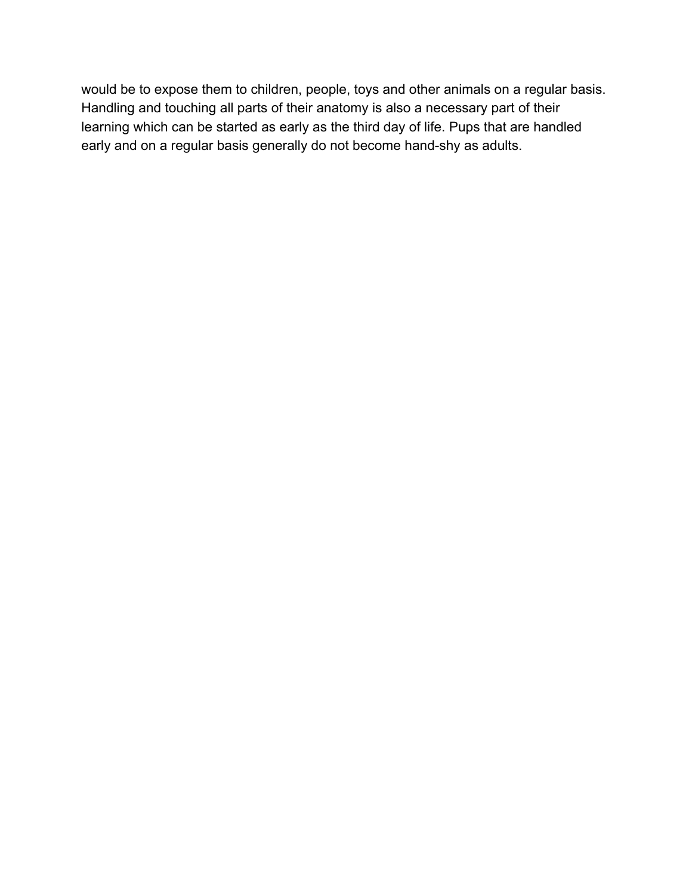would be to expose them to children, people, toys and other animals on a regular basis. Handling and touching all parts of their anatomy is also a necessary part of their learning which can be started as early as the third day of life. Pups that are handled early and on a regular basis generally do not become hand-shy as adults.